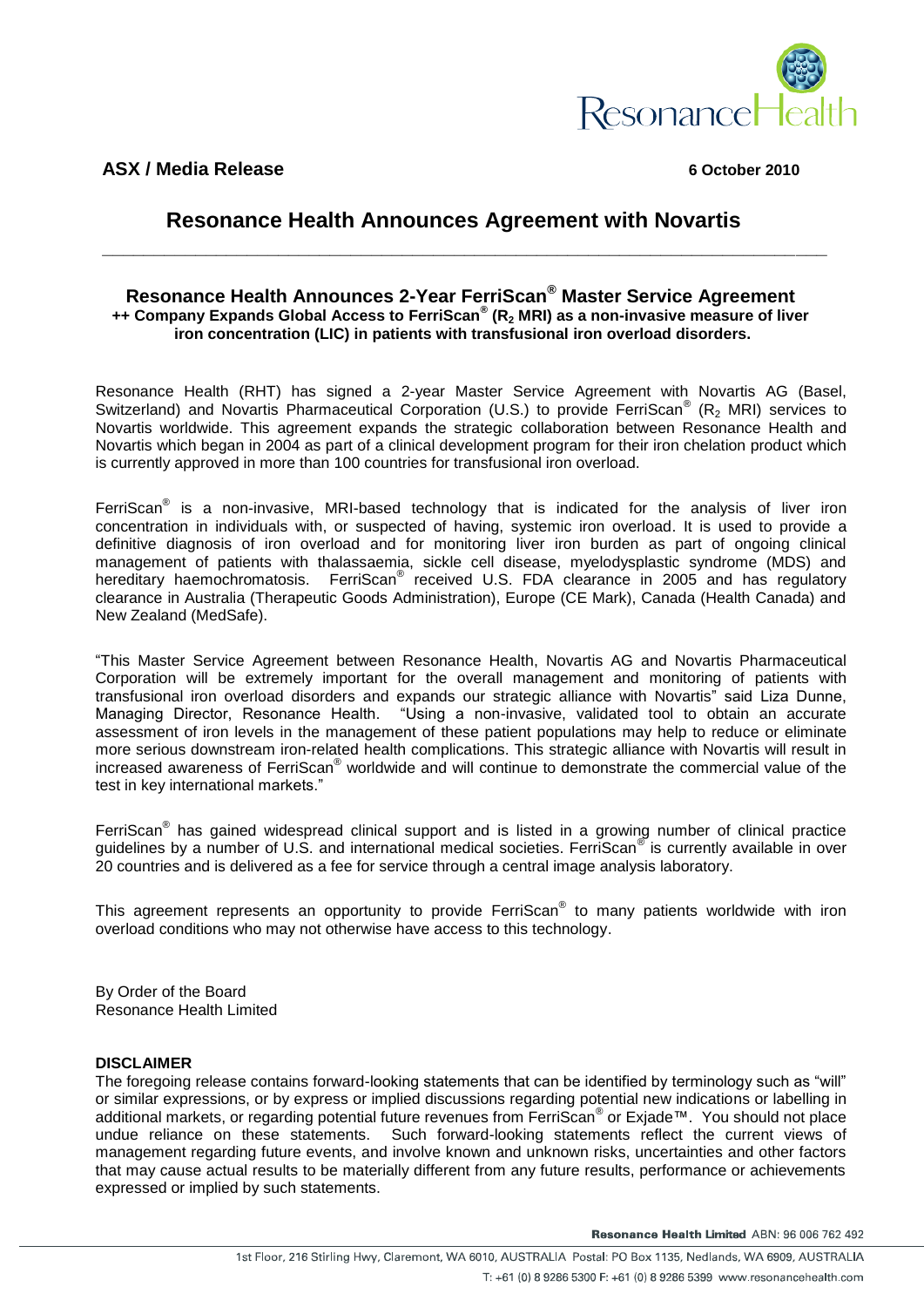**ASX / Media Release** **6 October 2010**

# Resonance Health Announces Agreement with Novartis

## Resonance Health Announces 2-Year FerriScan® Master Service Agreement

**++ Company Expands Global Access to FerriScan® ($R_2$ MRI) as a non-invasive measure of liver iron concentration (LIC) in patients with transfusional iron overload disorders.**

Resonance Health (RHT) has signed a 2-year Master Service Agreement with Novartis AG (Basel, Switzerland) and Novartis Pharmaceutical Corporation (U.S.) to provide FerriScan® ($R_2$ MRI) services to Novartis worldwide. This agreement expands the strategic collaboration between Resonance Health and Novartis which began in 2004 as part of a clinical development program for their iron chelation product which is currently approved in more than 100 countries for transfusional iron overload.

FerriScan® is a non-invasive, MRI-based technology that is indicated for the analysis of liver iron concentration in individuals with, or suspected of having, systemic iron overload. It is used to provide a definitive diagnosis of iron overload and for monitoring liver iron burden as part of ongoing clinical management of patients with thalassaemia, sickle cell disease, myelodysplastic syndrome (MDS) and hereditary haemochromatosis. FerriScan® received U.S. FDA clearance in 2005 and has regulatory clearance in Australia (Therapeutic Goods Administration), Europe (CE Mark), Canada (Health Canada) and New Zealand (MedSafe).

"This Master Service Agreement between Resonance Health, Novartis AG and Novartis Pharmaceutical Corporation will be extremely important for the overall management and monitoring of patients with transfusional iron overload disorders and expands our strategic alliance with Novartis" said Liza Dunne, Managing Director, Resonance Health. "Using a non-invasive, validated tool to obtain an accurate assessment of iron levels in the management of these patient populations may help to reduce or eliminate more serious downstream iron-related health complications. This strategic alliance with Novartis will result in increased awareness of FerriScan® worldwide and will continue to demonstrate the commercial value of the test in key international markets."

FerriScan® has gained widespread clinical support and is listed in a growing number of clinical practice guidelines by a number of U.S. and international medical societies. FerriScan® is currently available in over 20 countries and is delivered as a fee for service through a central image analysis laboratory.

This agreement represents an opportunity to provide FerriScan® to many patients worldwide with iron overload conditions who may not otherwise have access to this technology.

By Order of the Board
Resonance Health Limited

**DISCLAIMER**

The foregoing release contains forward-looking statements that can be identified by terminology such as "will" or similar expressions, or by express or implied discussions regarding potential new indications or labelling in additional markets, or regarding potential future revenues from FerriScan® or Exjade™. You should not place undue reliance on these statements. Such forward-looking statements reflect the current views of management regarding future events, and involve known and unknown risks, uncertainties and other factors that may cause actual results to be materially different from any future results, performance or achievements expressed or implied by such statements.

**Resonance Health Limited** ABN: 96 006 762 492

1st Floor, 216 Stirling Hwy, Claremont, WA 6010, AUSTRALIA Postal: PO Box 1135, Nedlands, WA 6909, AUSTRALIA
T: +61 (0) 8 9286 5300 F: +61 (0) 8 9286 5399 www.resonancehealth.com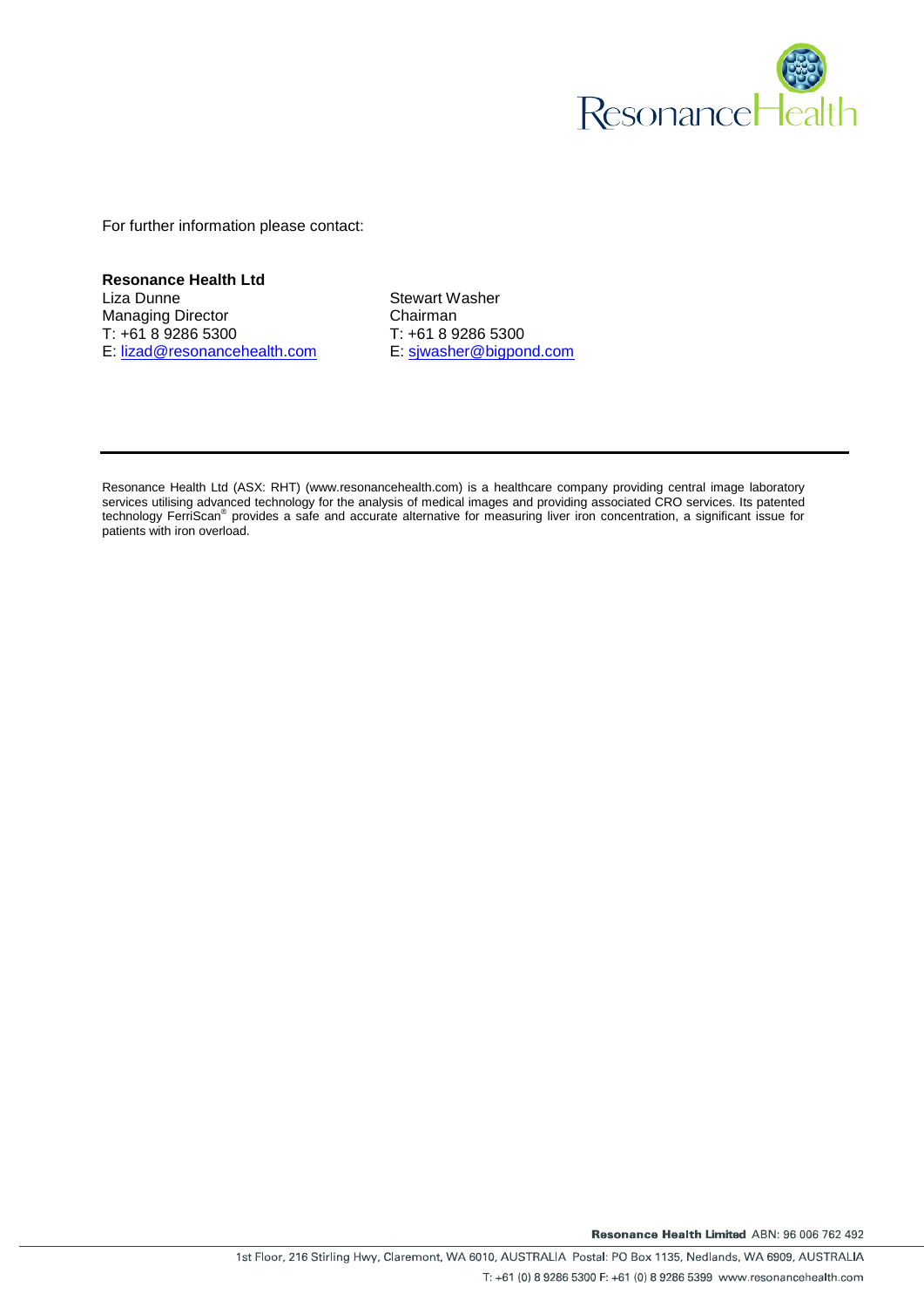For further information please contact:

**Resonance Health Ltd**

Liza Dunne
Managing Director
T: +61 8 9286 5300
E: lizad@resonancehealth.com

Stewart Washer
Chairman
T: +61 8 9286 5300
E: sjwasher@bigpond.com

---

Resonance Health Ltd (ASX: RHT) (www.resonancehealth.com) is a healthcare company providing central image laboratory services utilising advanced technology for the analysis of medical images and providing associated CRO services. Its patented technology FerriScan® provides a safe and accurate alternative for measuring liver iron concentration, a significant issue for patients with iron overload.

**Resonance Health Limited** ABN: 96 006 762 492

1st Floor, 216 Stirling Hwy, Claremont, WA 6010, AUSTRALIA Postal: PO Box 1135, Nedlands, WA 6909, AUSTRALIA
T: +61 (0) 8 9286 5300 F: +61 (0) 8 9286 5399 www.resonancehealth.com